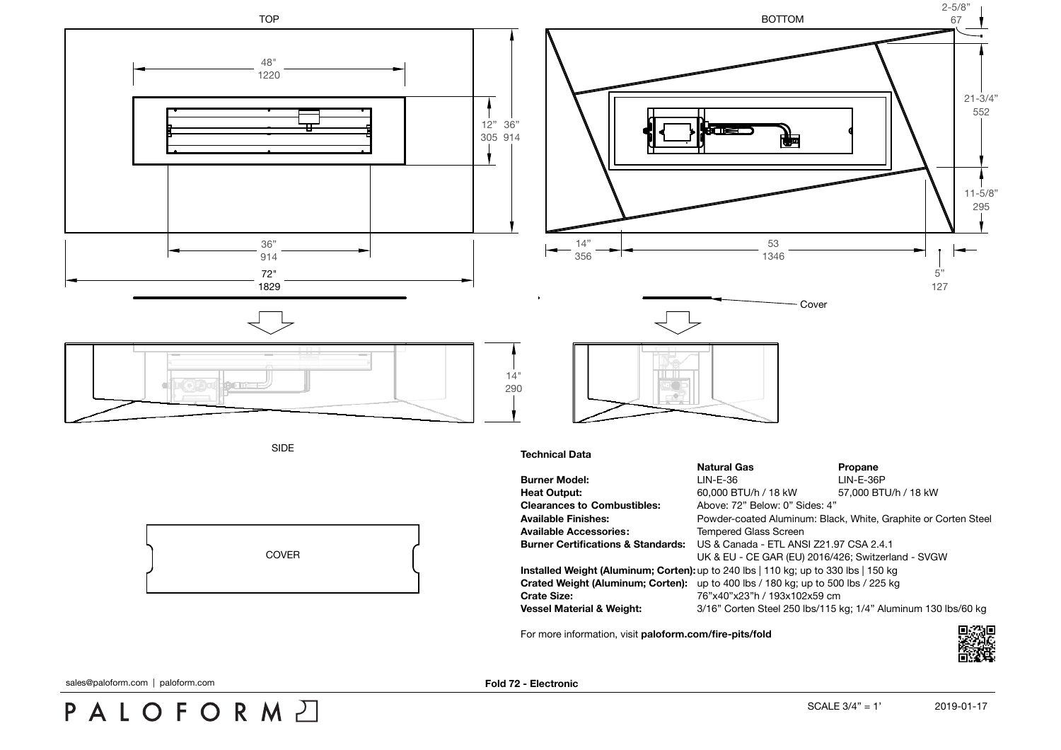TOP

48"
1220

12" 305

36" 914

36"
914

72"
1829

BOTTOM

2-5/8"
67

21-3/4"
552

11-5/8"
295

14"
356

53
1346

5"
127

Cover

14"
290

SIDE

COVER

**Technical Data**

| | **Natural Gas** | **Propane** |
|---|---|---|
| **Burner Model:** | LIN-E-36 | LIN-E-36P |
| **Heat Output:** | 60,000 BTU/h / 18 kW | 57,000 BTU/h / 18 kW |
| **Clearances to Combustibles:** | Above: 72" Below: 0" Sides: 4" | |
| **Available Finishes:** | Powder-coated Aluminum: Black, White, Graphite or Corten Steel | |
| **Available Accessories:** | Tempered Glass Screen | |
| **Burner Certifications & Standards:** | US & Canada - ETL ANSI Z21.97 CSA 2.4.1<br>UK & EU - CE GAR (EU) 2016/426; Switzerland - SVGW | |
| **Installed Weight (Aluminum; Corten):** | up to 240 lbs \| 110 kg; up to 330 lbs \| 150 kg | |
| **Crated Weight (Aluminum; Corten):** | up to 400 lbs / 180 kg; up to 500 lbs / 225 kg | |
| **Crate Size:** | 76"x40"x23"h / 193x102x59 cm | |
| **Vessel Material & Weight:** | 3/16" Corten Steel 250 lbs/115 kg; 1/4" Aluminum 130 lbs/60 kg | |

For more information, visit **paloform.com/fire-pits/fold**

sales@paloform.com | paloform.com

**Fold 72 - Electronic**

PALOFORM

SCALE 3/4" = 1'

2019-01-17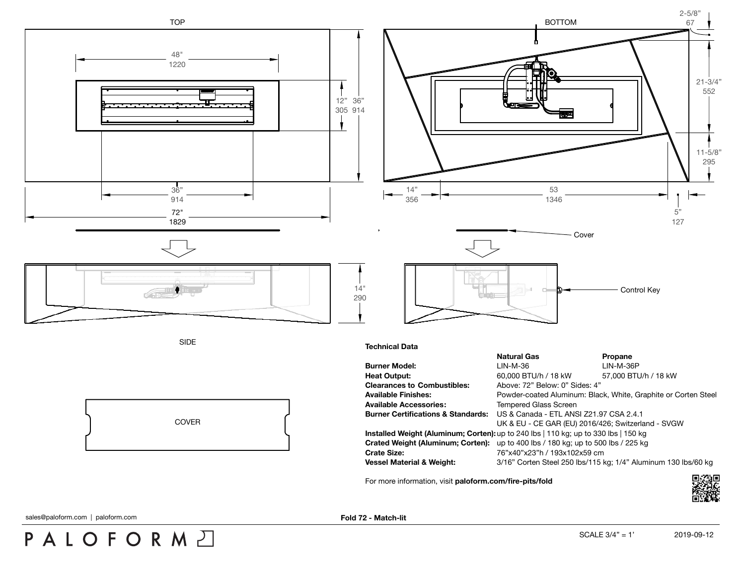TOP

48"
1220

12" 305
36" 914

36"
914

72"
1829

BOTTOM

2-5/8"
67

21-3/4"
552

11-5/8"
295

14"
356

53
1346

5"
127

Cover

14"
290

Control Key

SIDE

COVER

### Technical Data

| | Natural Gas | Propane |
|---|---|---|
| **Burner Model:** | LIN-M-36 | LIN-M-36P |
| **Heat Output:** | 60,000 BTU/h / 18 kW | 57,000 BTU/h / 18 kW |
| **Clearances to Combustibles:** | Above: 72" Below: 0" Sides: 4" | |
| **Available Finishes:** | Powder-coated Aluminum: Black, White, Graphite or Corten Steel | |
| **Available Accessories:** | Tempered Glass Screen | |
| **Burner Certifications & Standards:** | US & Canada - ETL ANSI Z21.97 CSA 2.4.1<br>UK & EU - CE GAR (EU) 2016/426; Switzerland - SVGW | |
| **Installed Weight (Aluminum; Corten):** | up to 240 lbs \| 110 kg; up to 330 lbs \| 150 kg | |
| **Crated Weight (Aluminum; Corten):** | up to 400 lbs / 180 kg; up to 500 lbs / 225 kg | |
| **Crate Size:** | 76"x40"x23"h / 193x102x59 cm | |
| **Vessel Material & Weight:** | 3/16" Corten Steel 250 lbs/115 kg; 1/4" Aluminum 130 lbs/60 kg | |

For more information, visit **paloform.com/fire-pits/fold**

sales@paloform.com | paloform.com

**Fold 72 - Match-lit**

PALOFORM

SCALE 3/4" = 1'

2019-09-12